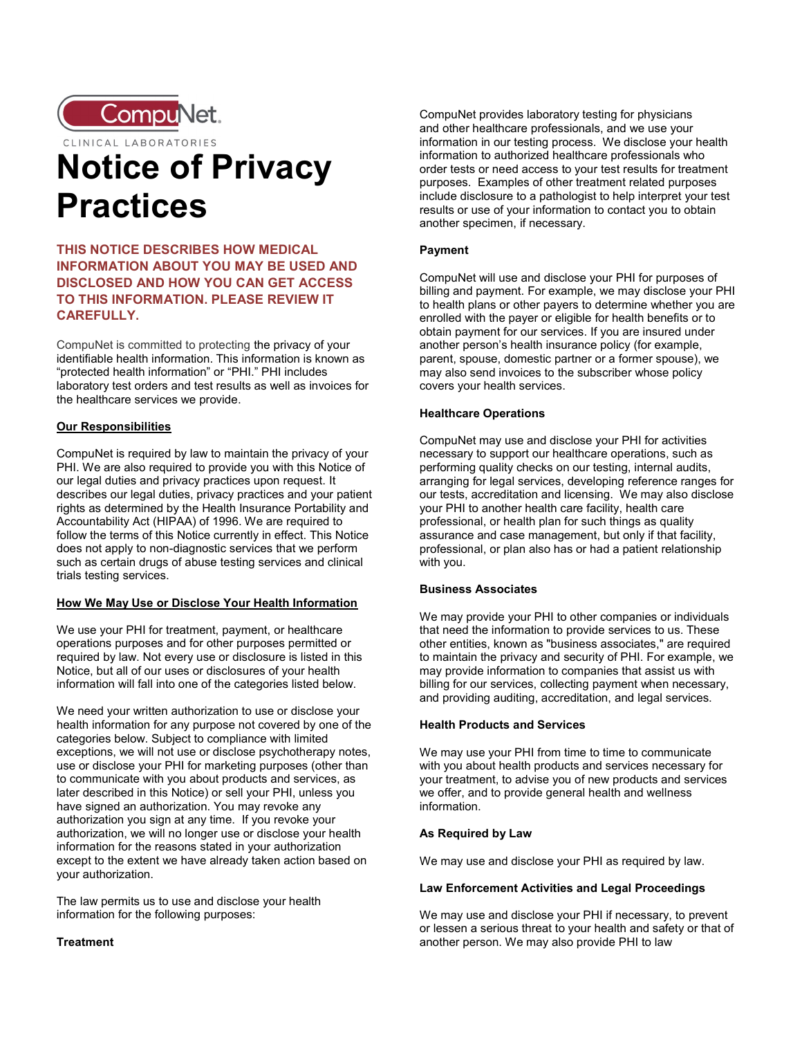CompuNet

CLINICAL LABORATORIES

# Notice of Privacy Practices

**THIS NOTICE DESCRIBES HOW MEDICAL INFORMATION ABOUT YOU MAY BE USED AND DISCLOSED AND HOW YOU CAN GET ACCESS TO THIS INFORMATION. PLEASE REVIEW IT CAREFULLY.**

CompuNet is committed to protecting the privacy of your identifiable health information. This information is known as "protected health information" or "PHI." PHI includes laboratory test orders and test results as well as invoices for the healthcare services we provide.

## Our Responsibilities

CompuNet is required by law to maintain the privacy of your PHI. We are also required to provide you with this Notice of our legal duties and privacy practices upon request. It describes our legal duties, privacy practices and your patient rights as determined by the Health Insurance Portability and Accountability Act (HIPAA) of 1996. We are required to follow the terms of this Notice currently in effect. This Notice does not apply to non-diagnostic services that we perform such as certain drugs of abuse testing services and clinical trials testing services.

## How We May Use or Disclose Your Health Information

We use your PHI for treatment, payment, or healthcare operations purposes and for other purposes permitted or required by law. Not every use or disclosure is listed in this Notice, but all of our uses or disclosures of your health information will fall into one of the categories listed below.

We need your written authorization to use or disclose your health information for any purpose not covered by one of the categories below. Subject to compliance with limited exceptions, we will not use or disclose psychotherapy notes, use or disclose your PHI for marketing purposes (other than to communicate with you about products and services, as later described in this Notice) or sell your PHI, unless you have signed an authorization. You may revoke any authorization you sign at any time. If you revoke your authorization, we will no longer use or disclose your health information for the reasons stated in your authorization except to the extent we have already taken action based on your authorization.

The law permits us to use and disclose your health information for the following purposes:

### Treatment

CompuNet provides laboratory testing for physicians and other healthcare professionals, and we use your information in our testing process. We disclose your health information to authorized healthcare professionals who order tests or need access to your test results for treatment purposes. Examples of other treatment related purposes include disclosure to a pathologist to help interpret your test results or use of your information to contact you to obtain another specimen, if necessary.

### Payment

CompuNet will use and disclose your PHI for purposes of billing and payment. For example, we may disclose your PHI to health plans or other payers to determine whether you are enrolled with the payer or eligible for health benefits or to obtain payment for our services. If you are insured under another person's health insurance policy (for example, parent, spouse, domestic partner or a former spouse), we may also send invoices to the subscriber whose policy covers your health services.

### Healthcare Operations

CompuNet may use and disclose your PHI for activities necessary to support our healthcare operations, such as performing quality checks on our testing, internal audits, arranging for legal services, developing reference ranges for our tests, accreditation and licensing. We may also disclose your PHI to another health care facility, health care professional, or health plan for such things as quality assurance and case management, but only if that facility, professional, or plan also has or had a patient relationship with you.

### Business Associates

We may provide your PHI to other companies or individuals that need the information to provide services to us. These other entities, known as "business associates," are required to maintain the privacy and security of PHI. For example, we may provide information to companies that assist us with billing for our services, collecting payment when necessary, and providing auditing, accreditation, and legal services.

### Health Products and Services

We may use your PHI from time to time to communicate with you about health products and services necessary for your treatment, to advise you of new products and services we offer, and to provide general health and wellness information.

### As Required by Law

We may use and disclose your PHI as required by law.

### Law Enforcement Activities and Legal Proceedings

We may use and disclose your PHI if necessary, to prevent or lessen a serious threat to your health and safety or that of another person. We may also provide PHI to law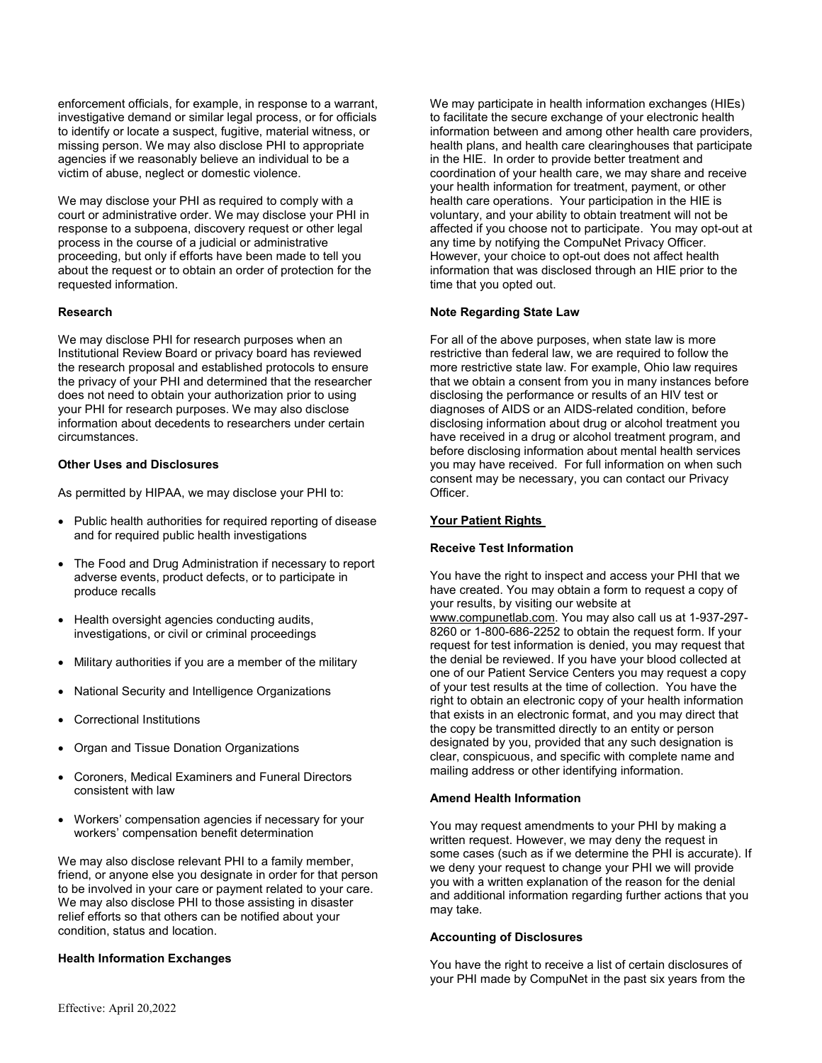enforcement officials, for example, in response to a warrant, investigative demand or similar legal process, or for officials to identify or locate a suspect, fugitive, material witness, or missing person. We may also disclose PHI to appropriate agencies if we reasonably believe an individual to be a victim of abuse, neglect or domestic violence.

We may disclose your PHI as required to comply with a court or administrative order. We may disclose your PHI in response to a subpoena, discovery request or other legal process in the course of a judicial or administrative proceeding, but only if efforts have been made to tell you about the request or to obtain an order of protection for the requested information.

**Research**

We may disclose PHI for research purposes when an Institutional Review Board or privacy board has reviewed the research proposal and established protocols to ensure the privacy of your PHI and determined that the researcher does not need to obtain your authorization prior to using your PHI for research purposes. We may also disclose information about decedents to researchers under certain circumstances.

**Other Uses and Disclosures**

As permitted by HIPAA, we may disclose your PHI to:

- Public health authorities for required reporting of disease and for required public health investigations
- The Food and Drug Administration if necessary to report adverse events, product defects, or to participate in produce recalls
- Health oversight agencies conducting audits, investigations, or civil or criminal proceedings
- Military authorities if you are a member of the military
- National Security and Intelligence Organizations
- Correctional Institutions
- Organ and Tissue Donation Organizations
- Coroners, Medical Examiners and Funeral Directors consistent with law
- Workers' compensation agencies if necessary for your workers' compensation benefit determination

We may also disclose relevant PHI to a family member, friend, or anyone else you designate in order for that person to be involved in your care or payment related to your care. We may also disclose PHI to those assisting in disaster relief efforts so that others can be notified about your condition, status and location.

**Health Information Exchanges**

We may participate in health information exchanges (HIEs) to facilitate the secure exchange of your electronic health information between and among other health care providers, health plans, and health care clearinghouses that participate in the HIE. In order to provide better treatment and coordination of your health care, we may share and receive your health information for treatment, payment, or other health care operations. Your participation in the HIE is voluntary, and your ability to obtain treatment will not be affected if you choose not to participate. You may opt-out at any time by notifying the CompuNet Privacy Officer. However, your choice to opt-out does not affect health information that was disclosed through an HIE prior to the time that you opted out.

**Note Regarding State Law**

For all of the above purposes, when state law is more restrictive than federal law, we are required to follow the more restrictive state law. For example, Ohio law requires that we obtain a consent from you in many instances before disclosing the performance or results of an HIV test or diagnoses of AIDS or an AIDS-related condition, before disclosing information about drug or alcohol treatment you have received in a drug or alcohol treatment program, and before disclosing information about mental health services you may have received. For full information on when such consent may be necessary, you can contact our Privacy Officer.

**Your Patient Rights**

**Receive Test Information**

You have the right to inspect and access your PHI that we have created. You may obtain a form to request a copy of your results, by visiting our website at www.compunetlab.com. You may also call us at 1-937-297-8260 or 1-800-686-2252 to obtain the request form. If your request for test information is denied, you may request that the denial be reviewed. If you have your blood collected at one of our Patient Service Centers you may request a copy of your test results at the time of collection. You have the right to obtain an electronic copy of your health information that exists in an electronic format, and you may direct that the copy be transmitted directly to an entity or person designated by you, provided that any such designation is clear, conspicuous, and specific with complete name and mailing address or other identifying information.

**Amend Health Information**

You may request amendments to your PHI by making a written request. However, we may deny the request in some cases (such as if we determine the PHI is accurate). If we deny your request to change your PHI we will provide you with a written explanation of the reason for the denial and additional information regarding further actions that you may take.

**Accounting of Disclosures**

You have the right to receive a list of certain disclosures of your PHI made by CompuNet in the past six years from the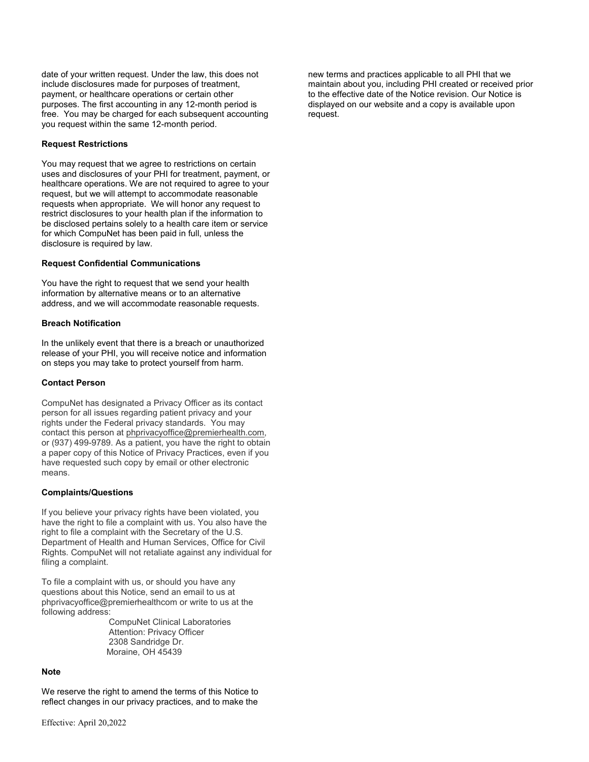date of your written request. Under the law, this does not include disclosures made for purposes of treatment, payment, or healthcare operations or certain other purposes. The first accounting in any 12-month period is free. You may be charged for each subsequent accounting you request within the same 12-month period.

**Request Restrictions**

You may request that we agree to restrictions on certain uses and disclosures of your PHI for treatment, payment, or healthcare operations. We are not required to agree to your request, but we will attempt to accommodate reasonable requests when appropriate. We will honor any request to restrict disclosures to your health plan if the information to be disclosed pertains solely to a health care item or service for which CompuNet has been paid in full, unless the disclosure is required by law.

**Request Confidential Communications**

You have the right to request that we send your health information by alternative means or to an alternative address, and we will accommodate reasonable requests.

**Breach Notification**

In the unlikely event that there is a breach or unauthorized release of your PHI, you will receive notice and information on steps you may take to protect yourself from harm.

**Contact Person**

CompuNet has designated a Privacy Officer as its contact person for all issues regarding patient privacy and your rights under the Federal privacy standards. You may contact this person at phprivacyoffice@premierhealth.com, or (937) 499-9789. As a patient, you have the right to obtain a paper copy of this Notice of Privacy Practices, even if you have requested such copy by email or other electronic means.

**Complaints/Questions**

If you believe your privacy rights have been violated, you have the right to file a complaint with us. You also have the right to file a complaint with the Secretary of the U.S. Department of Health and Human Services, Office for Civil Rights. CompuNet will not retaliate against any individual for filing a complaint.

To file a complaint with us, or should you have any questions about this Notice, send an email to us at phprivacyoffice@premierhealthcom or write to us at the following address:

CompuNet Clinical Laboratories
Attention: Privacy Officer
2308 Sandridge Dr.
Moraine, OH 45439

**Note**

We reserve the right to amend the terms of this Notice to reflect changes in our privacy practices, and to make the new terms and practices applicable to all PHI that we maintain about you, including PHI created or received prior to the effective date of the Notice revision. Our Notice is displayed on our website and a copy is available upon request.

Effective: April 20,2022